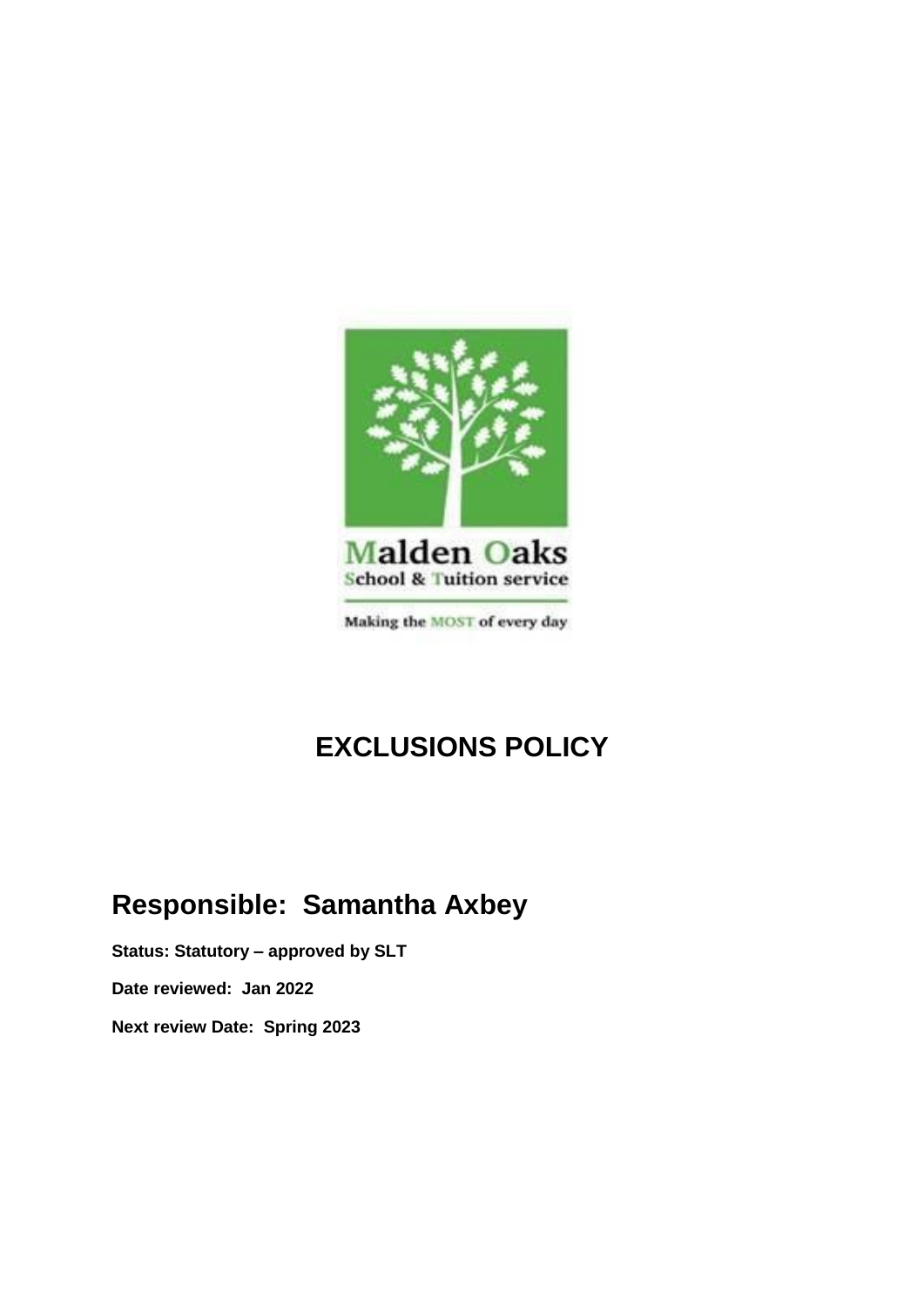Malden Oaks
School & Tuition service

Making the MOST of every day

# EXCLUSIONS POLICY

## Responsible: Samantha Axbey

**Status: Statutory – approved by SLT**

**Date reviewed: Jan 2022**

**Next review Date: Spring 2023**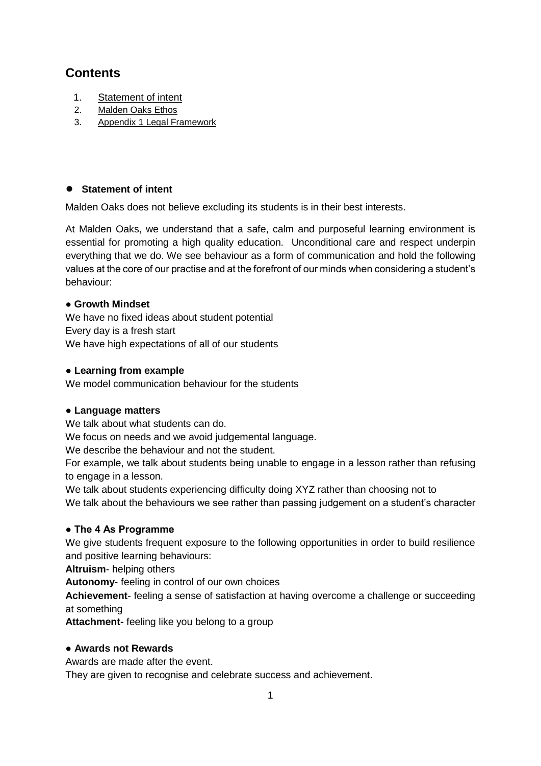# Contents

1. Statement of intent
2. Malden Oaks Ethos
3. Appendix 1 Legal Framework

## Statement of intent

Malden Oaks does not believe excluding its students is in their best interests.

At Malden Oaks, we understand that a safe, calm and purposeful learning environment is essential for promoting a high quality education. Unconditional care and respect underpin everything that we do. We see behaviour as a form of communication and hold the following values at the core of our practise and at the forefront of our minds when considering a student's behaviour:

**● Growth Mindset**

We have no fixed ideas about student potential
Every day is a fresh start
We have high expectations of all of our students

**● Learning from example**

We model communication behaviour for the students

**● Language matters**

We talk about what students can do.
We focus on needs and we avoid judgemental language.
We describe the behaviour and not the student.
For example, we talk about students being unable to engage in a lesson rather than refusing to engage in a lesson.
We talk about students experiencing difficulty doing XYZ rather than choosing not to
We talk about the behaviours we see rather than passing judgement on a student's character

**● The 4 As Programme**

We give students frequent exposure to the following opportunities in order to build resilience and positive learning behaviours:
**Altruism**- helping others
**Autonomy**- feeling in control of our own choices
**Achievement**- feeling a sense of satisfaction at having overcome a challenge or succeeding at something
**Attachment-** feeling like you belong to a group

**● Awards not Rewards**

Awards are made after the event.
They are given to recognise and celebrate success and achievement.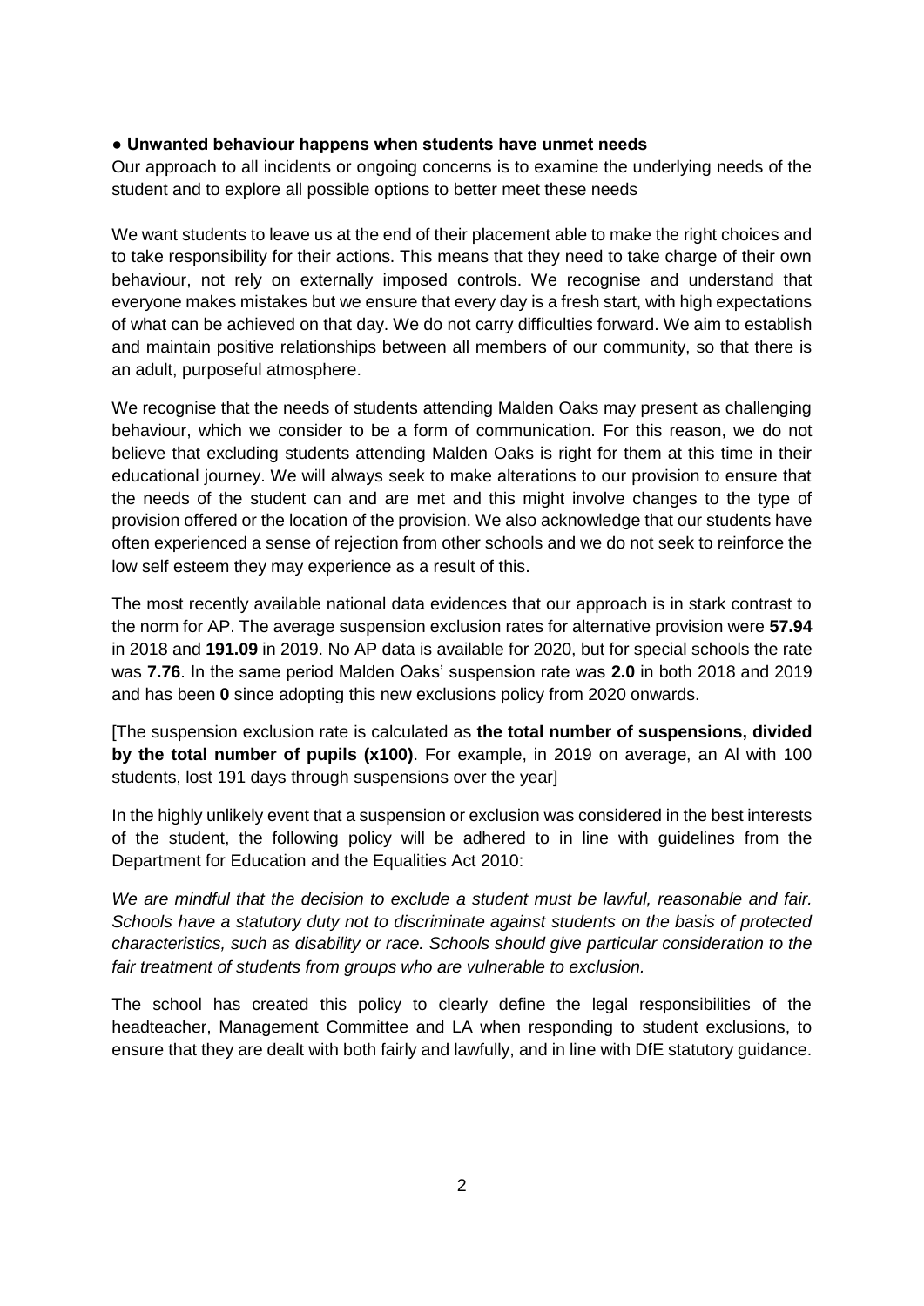● **Unwanted behaviour happens when students have unmet needs**
Our approach to all incidents or ongoing concerns is to examine the underlying needs of the student and to explore all possible options to better meet these needs

We want students to leave us at the end of their placement able to make the right choices and to take responsibility for their actions. This means that they need to take charge of their own behaviour, not rely on externally imposed controls. We recognise and understand that everyone makes mistakes but we ensure that every day is a fresh start, with high expectations of what can be achieved on that day. We do not carry difficulties forward. We aim to establish and maintain positive relationships between all members of our community, so that there is an adult, purposeful atmosphere.

We recognise that the needs of students attending Malden Oaks may present as challenging behaviour, which we consider to be a form of communication. For this reason, we do not believe that excluding students attending Malden Oaks is right for them at this time in their educational journey. We will always seek to make alterations to our provision to ensure that the needs of the student can and are met and this might involve changes to the type of provision offered or the location of the provision. We also acknowledge that our students have often experienced a sense of rejection from other schools and we do not seek to reinforce the low self esteem they may experience as a result of this.

The most recently available national data evidences that our approach is in stark contrast to the norm for AP. The average suspension exclusion rates for alternative provision were **57.94** in 2018 and **191.09** in 2019. No AP data is available for 2020, but for special schools the rate was **7.76**. In the same period Malden Oaks' suspension rate was **2.0** in both 2018 and 2019 and has been **0** since adopting this new exclusions policy from 2020 onwards.

[The suspension exclusion rate is calculated as **the total number of suspensions, divided by the total number of pupils (x100)**. For example, in 2019 on average, an AI with 100 students, lost 191 days through suspensions over the year]

In the highly unlikely event that a suspension or exclusion was considered in the best interests of the student, the following policy will be adhered to in line with guidelines from the Department for Education and the Equalities Act 2010:

*We are mindful that the decision to exclude a student must be lawful, reasonable and fair. Schools have a statutory duty not to discriminate against students on the basis of protected characteristics, such as disability or race. Schools should give particular consideration to the fair treatment of students from groups who are vulnerable to exclusion.*

The school has created this policy to clearly define the legal responsibilities of the headteacher, Management Committee and LA when responding to student exclusions, to ensure that they are dealt with both fairly and lawfully, and in line with DfE statutory guidance.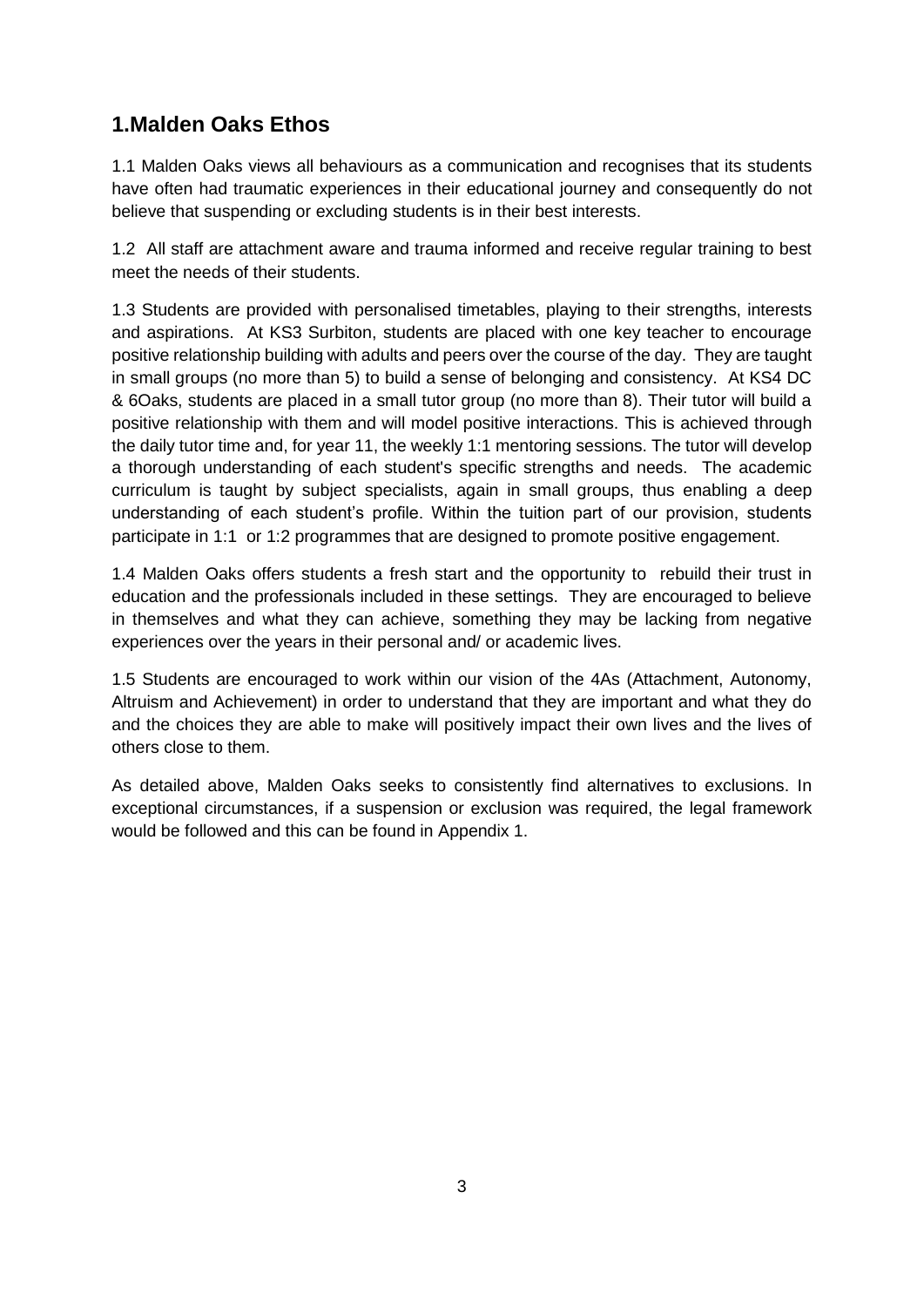## 1.Malden Oaks Ethos

1.1 Malden Oaks views all behaviours as a communication and recognises that its students have often had traumatic experiences in their educational journey and consequently do not believe that suspending or excluding students is in their best interests.

1.2 All staff are attachment aware and trauma informed and receive regular training to best meet the needs of their students.

1.3 Students are provided with personalised timetables, playing to their strengths, interests and aspirations. At KS3 Surbiton, students are placed with one key teacher to encourage positive relationship building with adults and peers over the course of the day. They are taught in small groups (no more than 5) to build a sense of belonging and consistency. At KS4 DC & 6Oaks, students are placed in a small tutor group (no more than 8). Their tutor will build a positive relationship with them and will model positive interactions. This is achieved through the daily tutor time and, for year 11, the weekly 1:1 mentoring sessions. The tutor will develop a thorough understanding of each student's specific strengths and needs. The academic curriculum is taught by subject specialists, again in small groups, thus enabling a deep understanding of each student's profile. Within the tuition part of our provision, students participate in 1:1 or 1:2 programmes that are designed to promote positive engagement.

1.4 Malden Oaks offers students a fresh start and the opportunity to rebuild their trust in education and the professionals included in these settings. They are encouraged to believe in themselves and what they can achieve, something they may be lacking from negative experiences over the years in their personal and/ or academic lives.

1.5 Students are encouraged to work within our vision of the 4As (Attachment, Autonomy, Altruism and Achievement) in order to understand that they are important and what they do and the choices they are able to make will positively impact their own lives and the lives of others close to them.

As detailed above, Malden Oaks seeks to consistently find alternatives to exclusions. In exceptional circumstances, if a suspension or exclusion was required, the legal framework would be followed and this can be found in Appendix 1.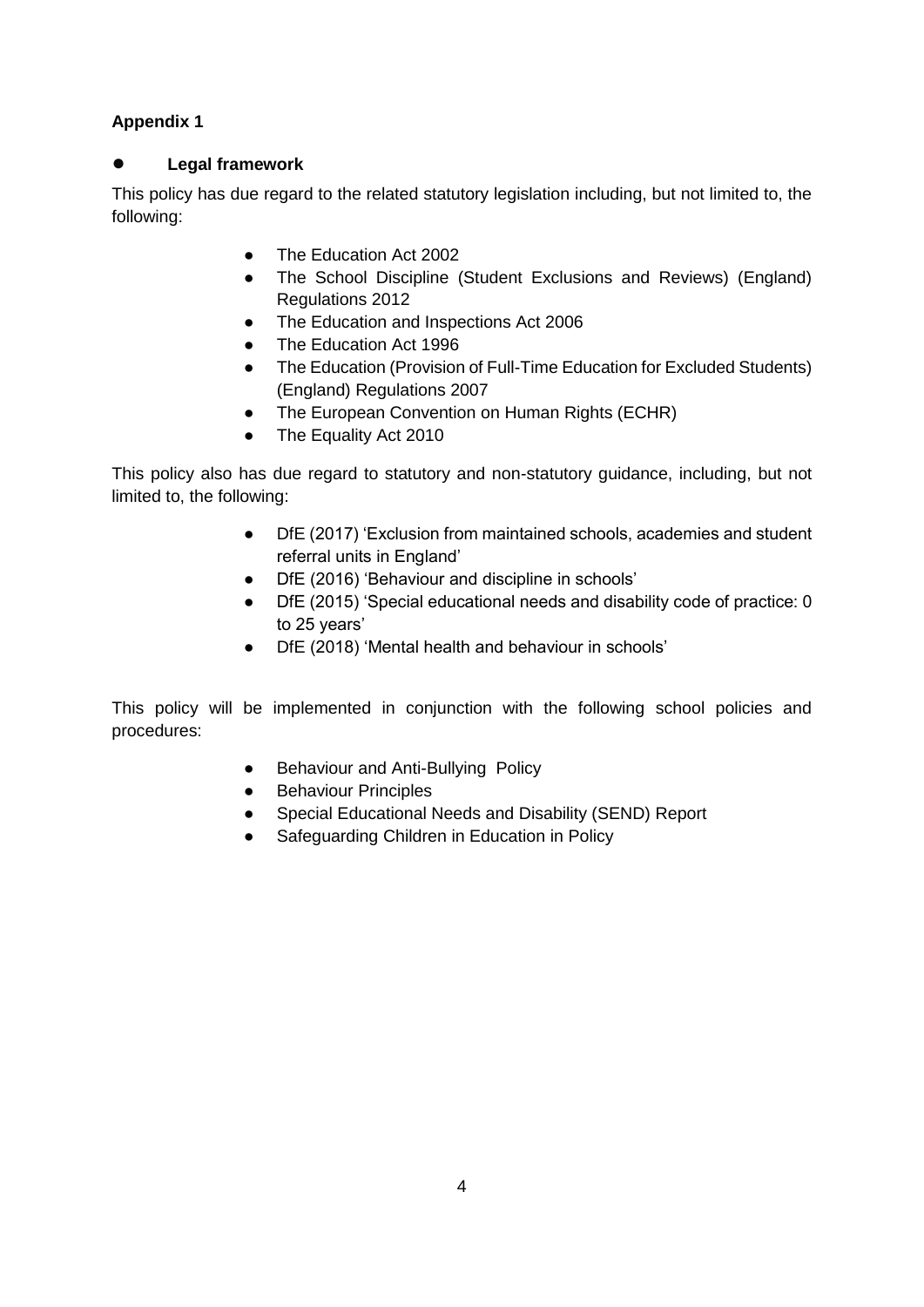**Appendix 1**

- **Legal framework**

This policy has due regard to the related statutory legislation including, but not limited to, the following:

- The Education Act 2002
- The School Discipline (Student Exclusions and Reviews) (England) Regulations 2012
- The Education and Inspections Act 2006
- The Education Act 1996
- The Education (Provision of Full-Time Education for Excluded Students) (England) Regulations 2007
- The European Convention on Human Rights (ECHR)
- The Equality Act 2010

This policy also has due regard to statutory and non-statutory guidance, including, but not limited to, the following:

- DfE (2017) 'Exclusion from maintained schools, academies and student referral units in England'
- DfE (2016) 'Behaviour and discipline in schools'
- DfE (2015) 'Special educational needs and disability code of practice: 0 to 25 years'
- DfE (2018) 'Mental health and behaviour in schools'

This policy will be implemented in conjunction with the following school policies and procedures:

- Behaviour and Anti-Bullying Policy
- Behaviour Principles
- Special Educational Needs and Disability (SEND) Report
- Safeguarding Children in Education in Policy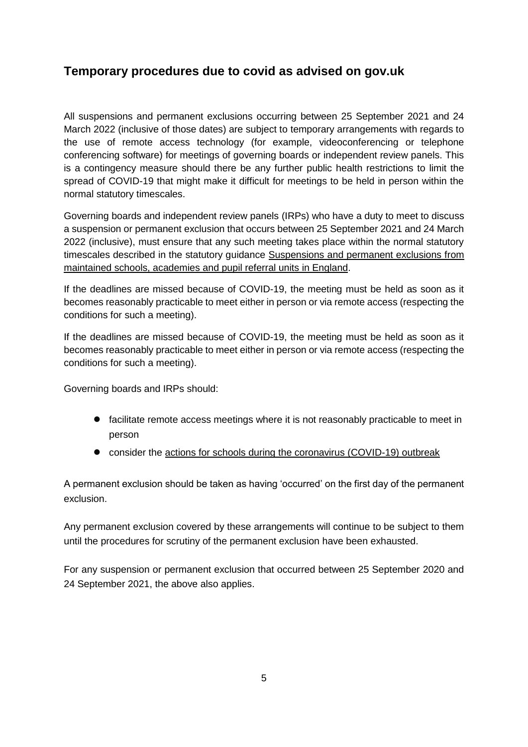## Temporary procedures due to covid as advised on gov.uk

All suspensions and permanent exclusions occurring between 25 September 2021 and 24 March 2022 (inclusive of those dates) are subject to temporary arrangements with regards to the use of remote access technology (for example, videoconferencing or telephone conferencing software) for meetings of governing boards or independent review panels. This is a contingency measure should there be any further public health restrictions to limit the spread of COVID-19 that might make it difficult for meetings to be held in person within the normal statutory timescales.

Governing boards and independent review panels (IRPs) who have a duty to meet to discuss a suspension or permanent exclusion that occurs between 25 September 2021 and 24 March 2022 (inclusive), must ensure that any such meeting takes place within the normal statutory timescales described in the statutory guidance Suspensions and permanent exclusions from maintained schools, academies and pupil referral units in England.

If the deadlines are missed because of COVID-19, the meeting must be held as soon as it becomes reasonably practicable to meet either in person or via remote access (respecting the conditions for such a meeting).

If the deadlines are missed because of COVID-19, the meeting must be held as soon as it becomes reasonably practicable to meet either in person or via remote access (respecting the conditions for such a meeting).

Governing boards and IRPs should:

- facilitate remote access meetings where it is not reasonably practicable to meet in person
- consider the actions for schools during the coronavirus (COVID-19) outbreak

A permanent exclusion should be taken as having 'occurred' on the first day of the permanent exclusion.

Any permanent exclusion covered by these arrangements will continue to be subject to them until the procedures for scrutiny of the permanent exclusion have been exhausted.

For any suspension or permanent exclusion that occurred between 25 September 2020 and 24 September 2021, the above also applies.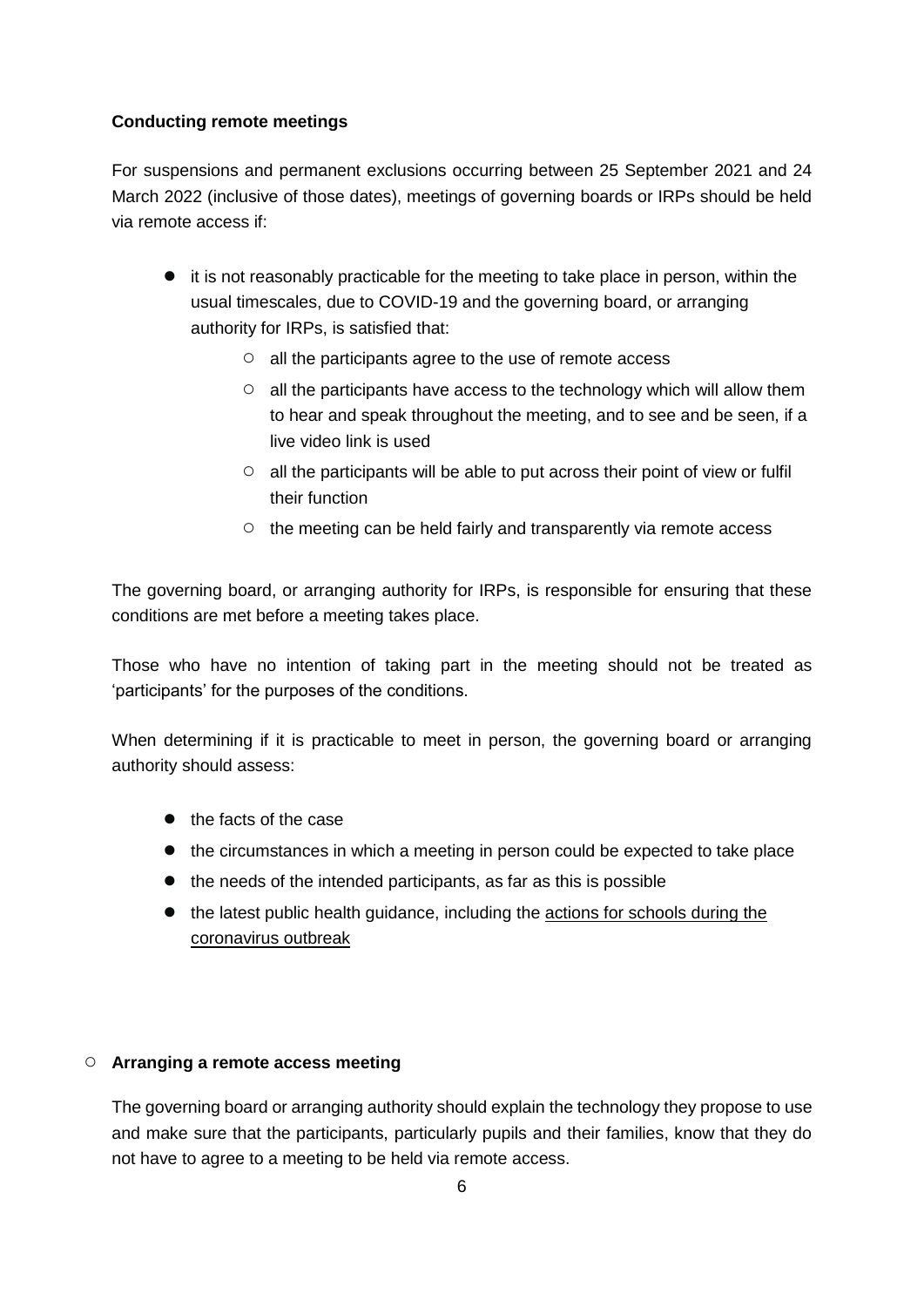### Conducting remote meetings

For suspensions and permanent exclusions occurring between 25 September 2021 and 24 March 2022 (inclusive of those dates), meetings of governing boards or IRPs should be held via remote access if:

- it is not reasonably practicable for the meeting to take place in person, within the usual timescales, due to COVID-19 and the governing board, or arranging authority for IRPs, is satisfied that:
  - all the participants agree to the use of remote access
  - all the participants have access to the technology which will allow them to hear and speak throughout the meeting, and to see and be seen, if a live video link is used
  - all the participants will be able to put across their point of view or fulfil their function
  - the meeting can be held fairly and transparently via remote access

The governing board, or arranging authority for IRPs, is responsible for ensuring that these conditions are met before a meeting takes place.

Those who have no intention of taking part in the meeting should not be treated as 'participants' for the purposes of the conditions.

When determining if it is practicable to meet in person, the governing board or arranging authority should assess:

- the facts of the case
- the circumstances in which a meeting in person could be expected to take place
- the needs of the intended participants, as far as this is possible
- the latest public health guidance, including the actions for schools during the coronavirus outbreak

#### Arranging a remote access meeting

The governing board or arranging authority should explain the technology they propose to use and make sure that the participants, particularly pupils and their families, know that they do not have to agree to a meeting to be held via remote access.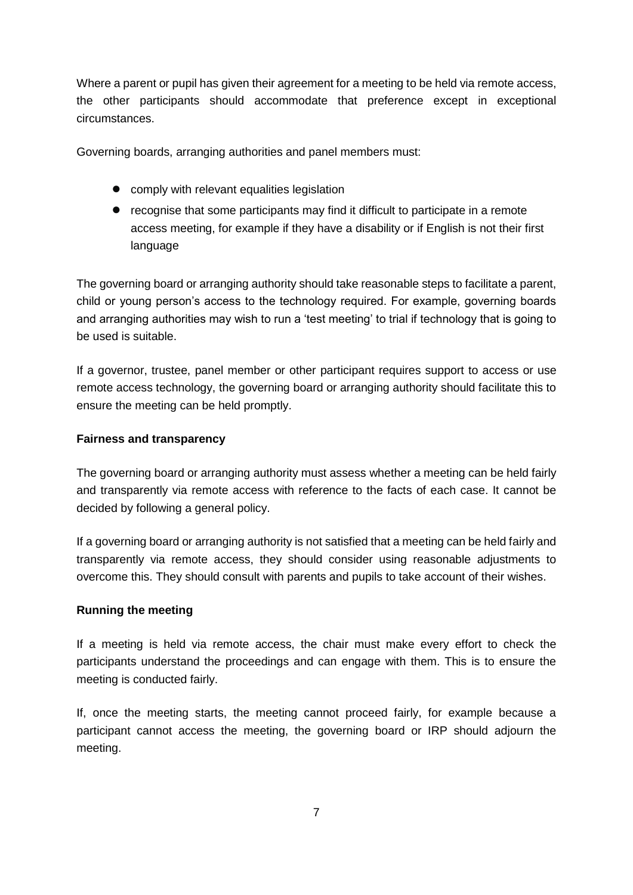Where a parent or pupil has given their agreement for a meeting to be held via remote access, the other participants should accommodate that preference except in exceptional circumstances.

Governing boards, arranging authorities and panel members must:

- comply with relevant equalities legislation
- recognise that some participants may find it difficult to participate in a remote access meeting, for example if they have a disability or if English is not their first language

The governing board or arranging authority should take reasonable steps to facilitate a parent, child or young person's access to the technology required. For example, governing boards and arranging authorities may wish to run a 'test meeting' to trial if technology that is going to be used is suitable.

If a governor, trustee, panel member or other participant requires support to access or use remote access technology, the governing board or arranging authority should facilitate this to ensure the meeting can be held promptly.

**Fairness and transparency**

The governing board or arranging authority must assess whether a meeting can be held fairly and transparently via remote access with reference to the facts of each case. It cannot be decided by following a general policy.

If a governing board or arranging authority is not satisfied that a meeting can be held fairly and transparently via remote access, they should consider using reasonable adjustments to overcome this. They should consult with parents and pupils to take account of their wishes.

**Running the meeting**

If a meeting is held via remote access, the chair must make every effort to check the participants understand the proceedings and can engage with them. This is to ensure the meeting is conducted fairly.

If, once the meeting starts, the meeting cannot proceed fairly, for example because a participant cannot access the meeting, the governing board or IRP should adjourn the meeting.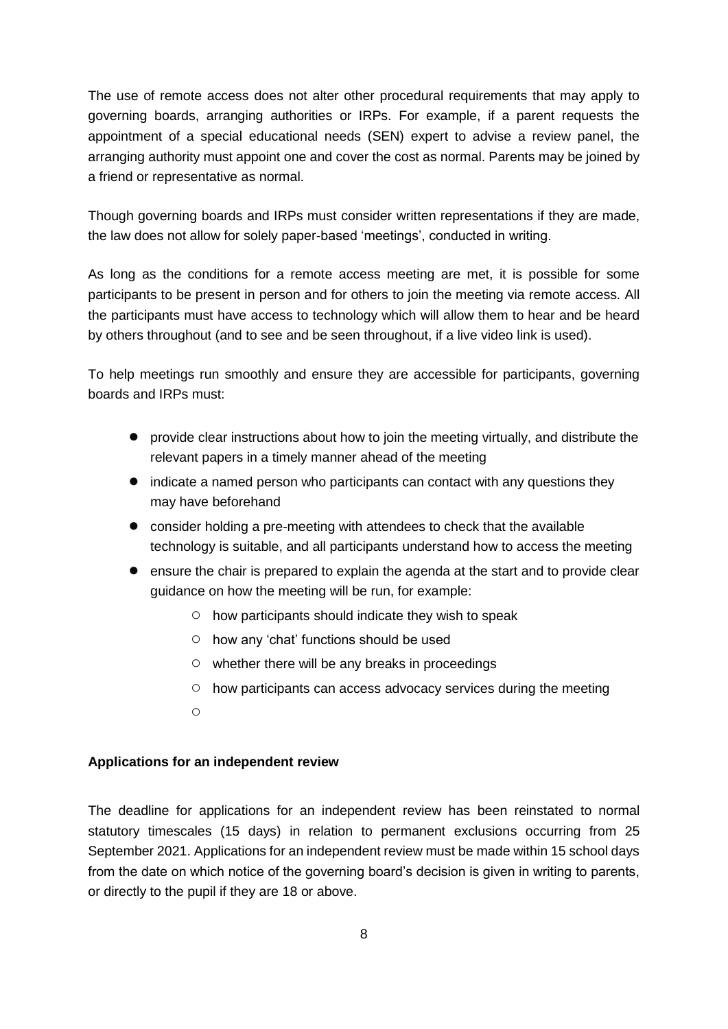The use of remote access does not alter other procedural requirements that may apply to governing boards, arranging authorities or IRPs. For example, if a parent requests the appointment of a special educational needs (SEN) expert to advise a review panel, the arranging authority must appoint one and cover the cost as normal. Parents may be joined by a friend or representative as normal.

Though governing boards and IRPs must consider written representations if they are made, the law does not allow for solely paper-based 'meetings', conducted in writing.

As long as the conditions for a remote access meeting are met, it is possible for some participants to be present in person and for others to join the meeting via remote access. All the participants must have access to technology which will allow them to hear and be heard by others throughout (and to see and be seen throughout, if a live video link is used).

To help meetings run smoothly and ensure they are accessible for participants, governing boards and IRPs must:

- provide clear instructions about how to join the meeting virtually, and distribute the relevant papers in a timely manner ahead of the meeting
- indicate a named person who participants can contact with any questions they may have beforehand
- consider holding a pre-meeting with attendees to check that the available technology is suitable, and all participants understand how to access the meeting
- ensure the chair is prepared to explain the agenda at the start and to provide clear guidance on how the meeting will be run, for example:
    - how participants should indicate they wish to speak
    - how any 'chat' functions should be used
    - whether there will be any breaks in proceedings
    - how participants can access advocacy services during the meeting

**Applications for an independent review**

The deadline for applications for an independent review has been reinstated to normal statutory timescales (15 days) in relation to permanent exclusions occurring from 25 September 2021. Applications for an independent review must be made within 15 school days from the date on which notice of the governing board's decision is given in writing to parents, or directly to the pupil if they are 18 or above.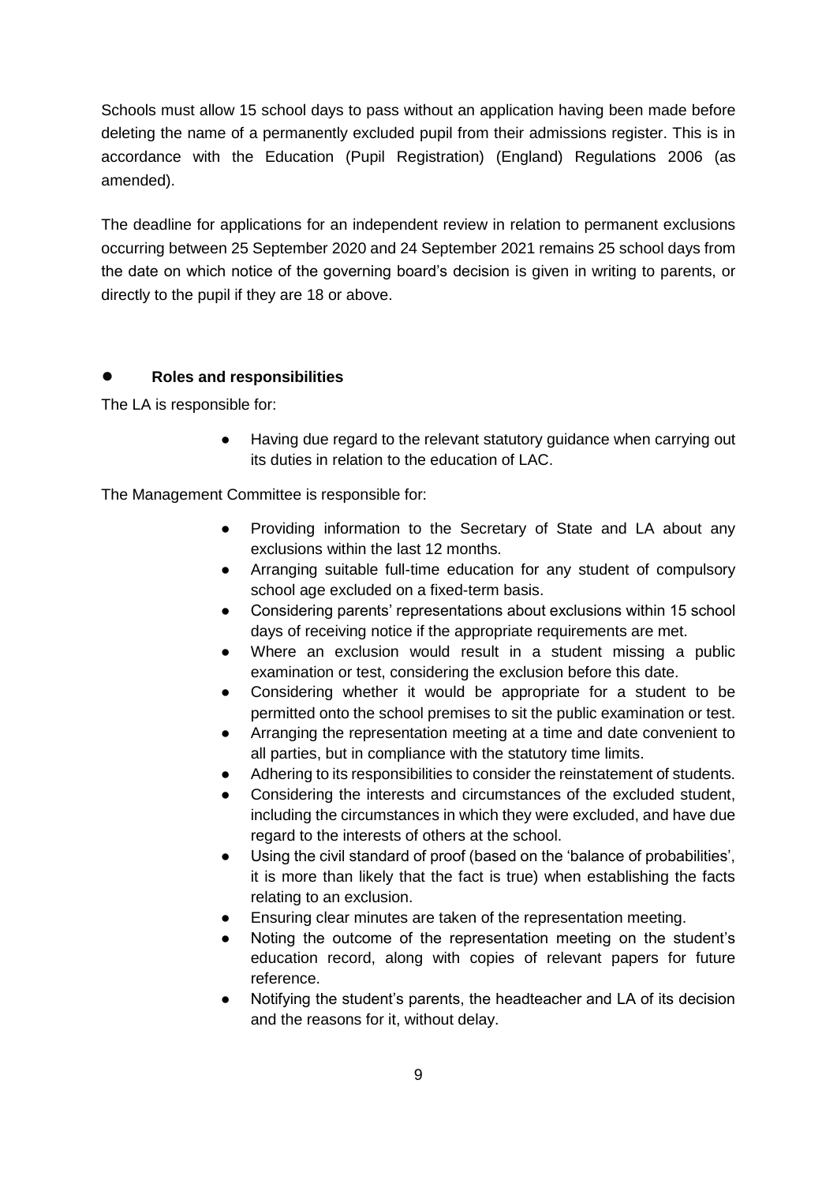Schools must allow 15 school days to pass without an application having been made before deleting the name of a permanently excluded pupil from their admissions register. This is in accordance with the Education (Pupil Registration) (England) Regulations 2006 (as amended).

The deadline for applications for an independent review in relation to permanent exclusions occurring between 25 September 2020 and 24 September 2021 remains 25 school days from the date on which notice of the governing board's decision is given in writing to parents, or directly to the pupil if they are 18 or above.

## Roles and responsibilities

The LA is responsible for:

- Having due regard to the relevant statutory guidance when carrying out its duties in relation to the education of LAC.

The Management Committee is responsible for:

- Providing information to the Secretary of State and LA about any exclusions within the last 12 months.
- Arranging suitable full-time education for any student of compulsory school age excluded on a fixed-term basis.
- Considering parents' representations about exclusions within 15 school days of receiving notice if the appropriate requirements are met.
- Where an exclusion would result in a student missing a public examination or test, considering the exclusion before this date.
- Considering whether it would be appropriate for a student to be permitted onto the school premises to sit the public examination or test.
- Arranging the representation meeting at a time and date convenient to all parties, but in compliance with the statutory time limits.
- Adhering to its responsibilities to consider the reinstatement of students.
- Considering the interests and circumstances of the excluded student, including the circumstances in which they were excluded, and have due regard to the interests of others at the school.
- Using the civil standard of proof (based on the 'balance of probabilities', it is more than likely that the fact is true) when establishing the facts relating to an exclusion.
- Ensuring clear minutes are taken of the representation meeting.
- Noting the outcome of the representation meeting on the student's education record, along with copies of relevant papers for future reference.
- Notifying the student's parents, the headteacher and LA of its decision and the reasons for it, without delay.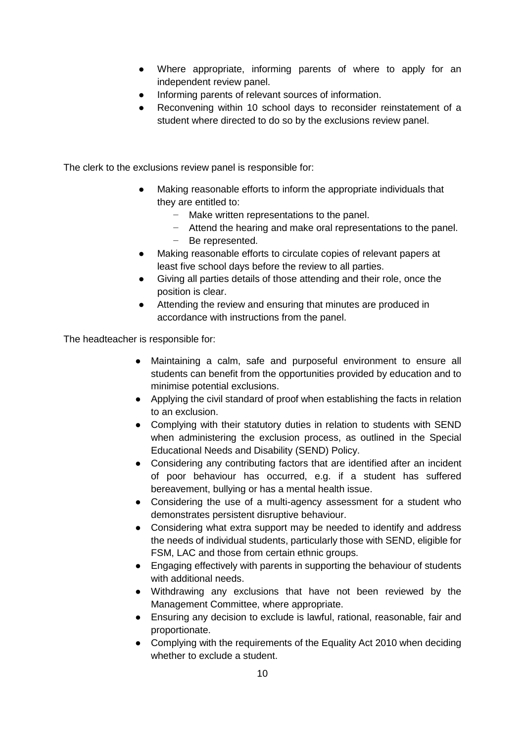- Where appropriate, informing parents of where to apply for an independent review panel.
- Informing parents of relevant sources of information.
- Reconvening within 10 school days to reconsider reinstatement of a student where directed to do so by the exclusions review panel.

The clerk to the exclusions review panel is responsible for:

- Making reasonable efforts to inform the appropriate individuals that they are entitled to:
  - Make written representations to the panel.
  - Attend the hearing and make oral representations to the panel.
  - Be represented.
- Making reasonable efforts to circulate copies of relevant papers at least five school days before the review to all parties.
- Giving all parties details of those attending and their role, once the position is clear.
- Attending the review and ensuring that minutes are produced in accordance with instructions from the panel.

The headteacher is responsible for:

- Maintaining a calm, safe and purposeful environment to ensure all students can benefit from the opportunities provided by education and to minimise potential exclusions.
- Applying the civil standard of proof when establishing the facts in relation to an exclusion.
- Complying with their statutory duties in relation to students with SEND when administering the exclusion process, as outlined in the Special Educational Needs and Disability (SEND) Policy.
- Considering any contributing factors that are identified after an incident of poor behaviour has occurred, e.g. if a student has suffered bereavement, bullying or has a mental health issue.
- Considering the use of a multi-agency assessment for a student who demonstrates persistent disruptive behaviour.
- Considering what extra support may be needed to identify and address the needs of individual students, particularly those with SEND, eligible for FSM, LAC and those from certain ethnic groups.
- Engaging effectively with parents in supporting the behaviour of students with additional needs.
- Withdrawing any exclusions that have not been reviewed by the Management Committee, where appropriate.
- Ensuring any decision to exclude is lawful, rational, reasonable, fair and proportionate.
- Complying with the requirements of the Equality Act 2010 when deciding whether to exclude a student.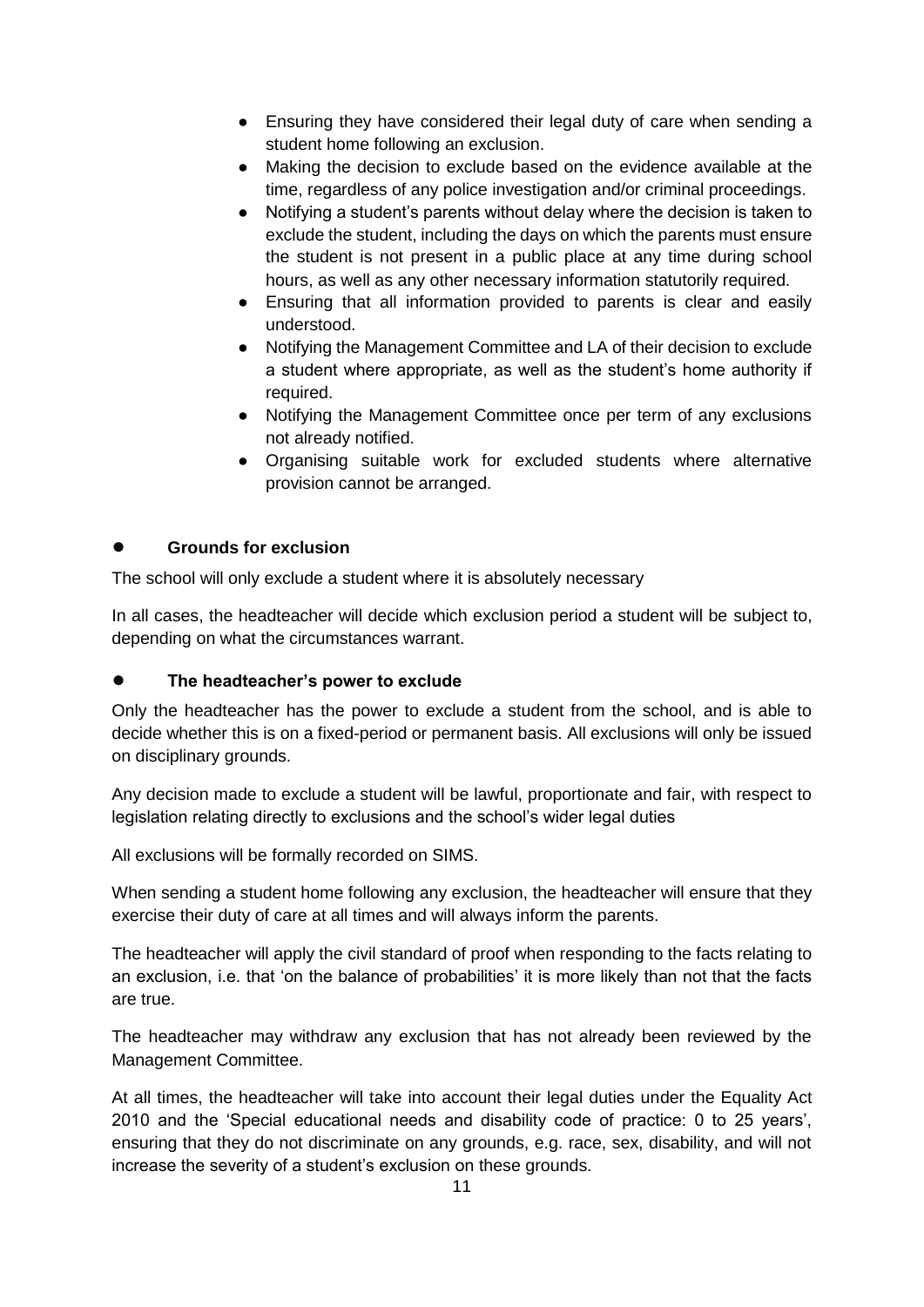- Ensuring they have considered their legal duty of care when sending a student home following an exclusion.
- Making the decision to exclude based on the evidence available at the time, regardless of any police investigation and/or criminal proceedings.
- Notifying a student's parents without delay where the decision is taken to exclude the student, including the days on which the parents must ensure the student is not present in a public place at any time during school hours, as well as any other necessary information statutorily required.
- Ensuring that all information provided to parents is clear and easily understood.
- Notifying the Management Committee and LA of their decision to exclude a student where appropriate, as well as the student's home authority if required.
- Notifying the Management Committee once per term of any exclusions not already notified.
- Organising suitable work for excluded students where alternative provision cannot be arranged.

## Grounds for exclusion

The school will only exclude a student where it is absolutely necessary

In all cases, the headteacher will decide which exclusion period a student will be subject to, depending on what the circumstances warrant.

## The headteacher's power to exclude

Only the headteacher has the power to exclude a student from the school, and is able to decide whether this is on a fixed-period or permanent basis. All exclusions will only be issued on disciplinary grounds.

Any decision made to exclude a student will be lawful, proportionate and fair, with respect to legislation relating directly to exclusions and the school's wider legal duties

All exclusions will be formally recorded on SIMS.

When sending a student home following any exclusion, the headteacher will ensure that they exercise their duty of care at all times and will always inform the parents.

The headteacher will apply the civil standard of proof when responding to the facts relating to an exclusion, i.e. that 'on the balance of probabilities' it is more likely than not that the facts are true.

The headteacher may withdraw any exclusion that has not already been reviewed by the Management Committee.

At all times, the headteacher will take into account their legal duties under the Equality Act 2010 and the 'Special educational needs and disability code of practice: 0 to 25 years', ensuring that they do not discriminate on any grounds, e.g. race, sex, disability, and will not increase the severity of a student's exclusion on these grounds.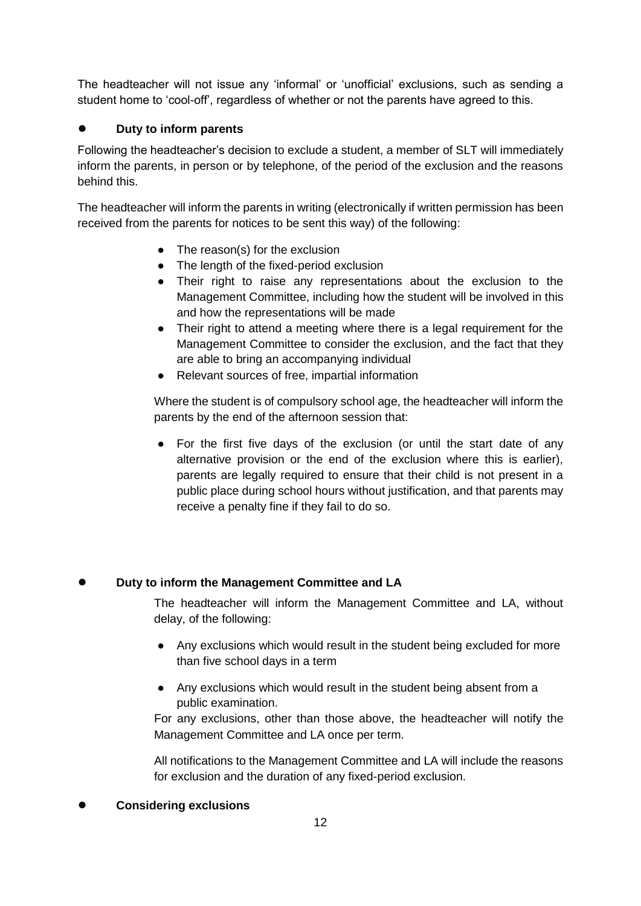The headteacher will not issue any 'informal' or 'unofficial' exclusions, such as sending a student home to 'cool-off', regardless of whether or not the parents have agreed to this.

- **Duty to inform parents**

Following the headteacher's decision to exclude a student, a member of SLT will immediately inform the parents, in person or by telephone, of the period of the exclusion and the reasons behind this.

The headteacher will inform the parents in writing (electronically if written permission has been received from the parents for notices to be sent this way) of the following:

- The reason(s) for the exclusion
- The length of the fixed-period exclusion
- Their right to raise any representations about the exclusion to the Management Committee, including how the student will be involved in this and how the representations will be made
- Their right to attend a meeting where there is a legal requirement for the Management Committee to consider the exclusion, and the fact that they are able to bring an accompanying individual
- Relevant sources of free, impartial information

Where the student is of compulsory school age, the headteacher will inform the parents by the end of the afternoon session that:

- For the first five days of the exclusion (or until the start date of any alternative provision or the end of the exclusion where this is earlier), parents are legally required to ensure that their child is not present in a public place during school hours without justification, and that parents may receive a penalty fine if they fail to do so.

- **Duty to inform the Management Committee and LA**

The headteacher will inform the Management Committee and LA, without delay, of the following:

- Any exclusions which would result in the student being excluded for more than five school days in a term
- Any exclusions which would result in the student being absent from a public examination.

For any exclusions, other than those above, the headteacher will notify the Management Committee and LA once per term.

All notifications to the Management Committee and LA will include the reasons for exclusion and the duration of any fixed-period exclusion.

- **Considering exclusions**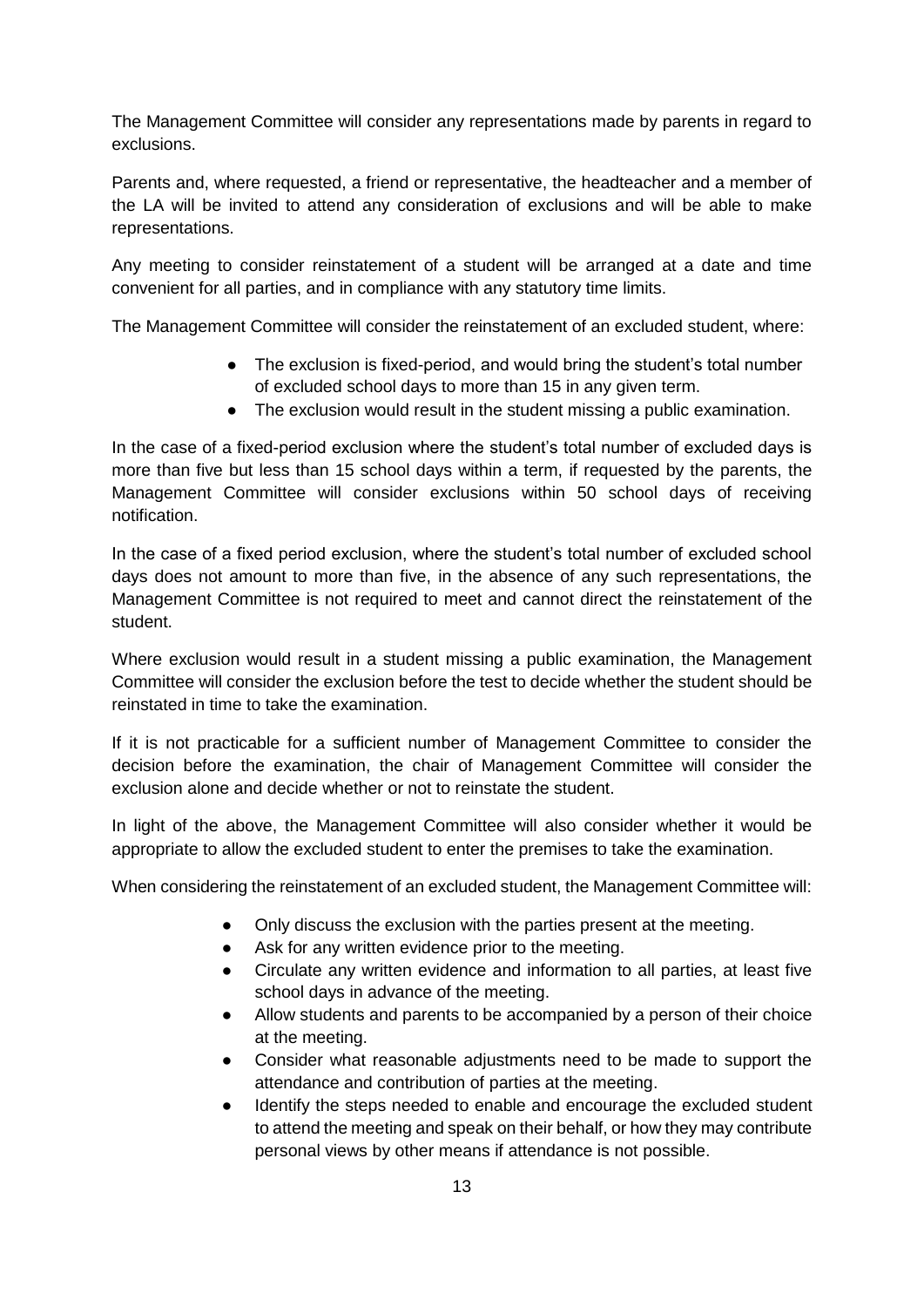The Management Committee will consider any representations made by parents in regard to exclusions.

Parents and, where requested, a friend or representative, the headteacher and a member of the LA will be invited to attend any consideration of exclusions and will be able to make representations.

Any meeting to consider reinstatement of a student will be arranged at a date and time convenient for all parties, and in compliance with any statutory time limits.

The Management Committee will consider the reinstatement of an excluded student, where:

- The exclusion is fixed-period, and would bring the student's total number of excluded school days to more than 15 in any given term.
- The exclusion would result in the student missing a public examination.

In the case of a fixed-period exclusion where the student's total number of excluded days is more than five but less than 15 school days within a term, if requested by the parents, the Management Committee will consider exclusions within 50 school days of receiving notification.

In the case of a fixed period exclusion, where the student's total number of excluded school days does not amount to more than five, in the absence of any such representations, the Management Committee is not required to meet and cannot direct the reinstatement of the student.

Where exclusion would result in a student missing a public examination, the Management Committee will consider the exclusion before the test to decide whether the student should be reinstated in time to take the examination.

If it is not practicable for a sufficient number of Management Committee to consider the decision before the examination, the chair of Management Committee will consider the exclusion alone and decide whether or not to reinstate the student.

In light of the above, the Management Committee will also consider whether it would be appropriate to allow the excluded student to enter the premises to take the examination.

When considering the reinstatement of an excluded student, the Management Committee will:

- Only discuss the exclusion with the parties present at the meeting.
- Ask for any written evidence prior to the meeting.
- Circulate any written evidence and information to all parties, at least five school days in advance of the meeting.
- Allow students and parents to be accompanied by a person of their choice at the meeting.
- Consider what reasonable adjustments need to be made to support the attendance and contribution of parties at the meeting.
- Identify the steps needed to enable and encourage the excluded student to attend the meeting and speak on their behalf, or how they may contribute personal views by other means if attendance is not possible.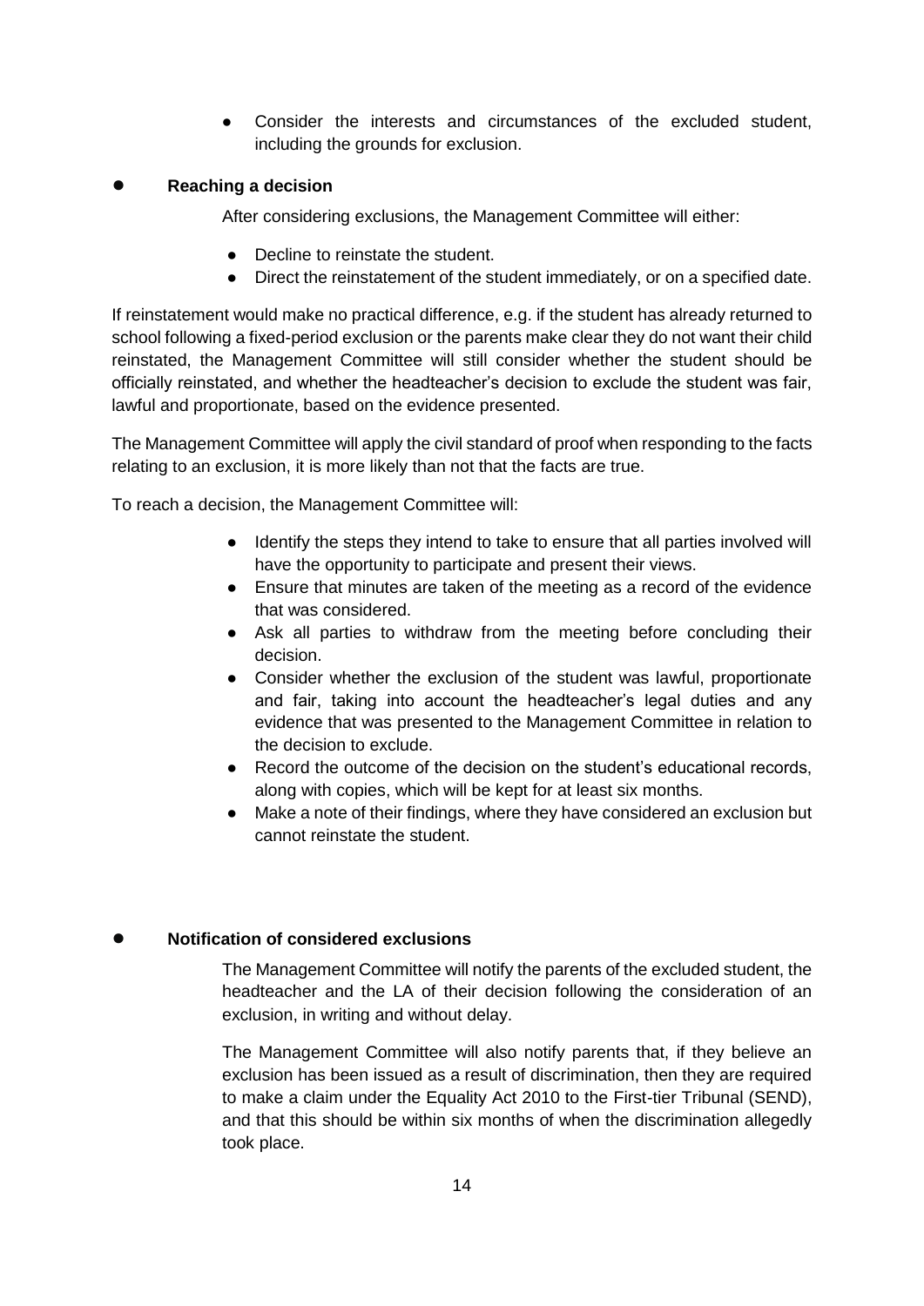- Consider the interests and circumstances of the excluded student, including the grounds for exclusion.

- **Reaching a decision**

  After considering exclusions, the Management Committee will either:

  - Decline to reinstate the student.
  - Direct the reinstatement of the student immediately, or on a specified date.

If reinstatement would make no practical difference, e.g. if the student has already returned to school following a fixed-period exclusion or the parents make clear they do not want their child reinstated, the Management Committee will still consider whether the student should be officially reinstated, and whether the headteacher's decision to exclude the student was fair, lawful and proportionate, based on the evidence presented.

The Management Committee will apply the civil standard of proof when responding to the facts relating to an exclusion, it is more likely than not that the facts are true.

To reach a decision, the Management Committee will:

- Identify the steps they intend to take to ensure that all parties involved will have the opportunity to participate and present their views.
- Ensure that minutes are taken of the meeting as a record of the evidence that was considered.
- Ask all parties to withdraw from the meeting before concluding their decision.
- Consider whether the exclusion of the student was lawful, proportionate and fair, taking into account the headteacher's legal duties and any evidence that was presented to the Management Committee in relation to the decision to exclude.
- Record the outcome of the decision on the student's educational records, along with copies, which will be kept for at least six months.
- Make a note of their findings, where they have considered an exclusion but cannot reinstate the student.

- **Notification of considered exclusions**

  The Management Committee will notify the parents of the excluded student, the headteacher and the LA of their decision following the consideration of an exclusion, in writing and without delay.

  The Management Committee will also notify parents that, if they believe an exclusion has been issued as a result of discrimination, then they are required to make a claim under the Equality Act 2010 to the First-tier Tribunal (SEND), and that this should be within six months of when the discrimination allegedly took place.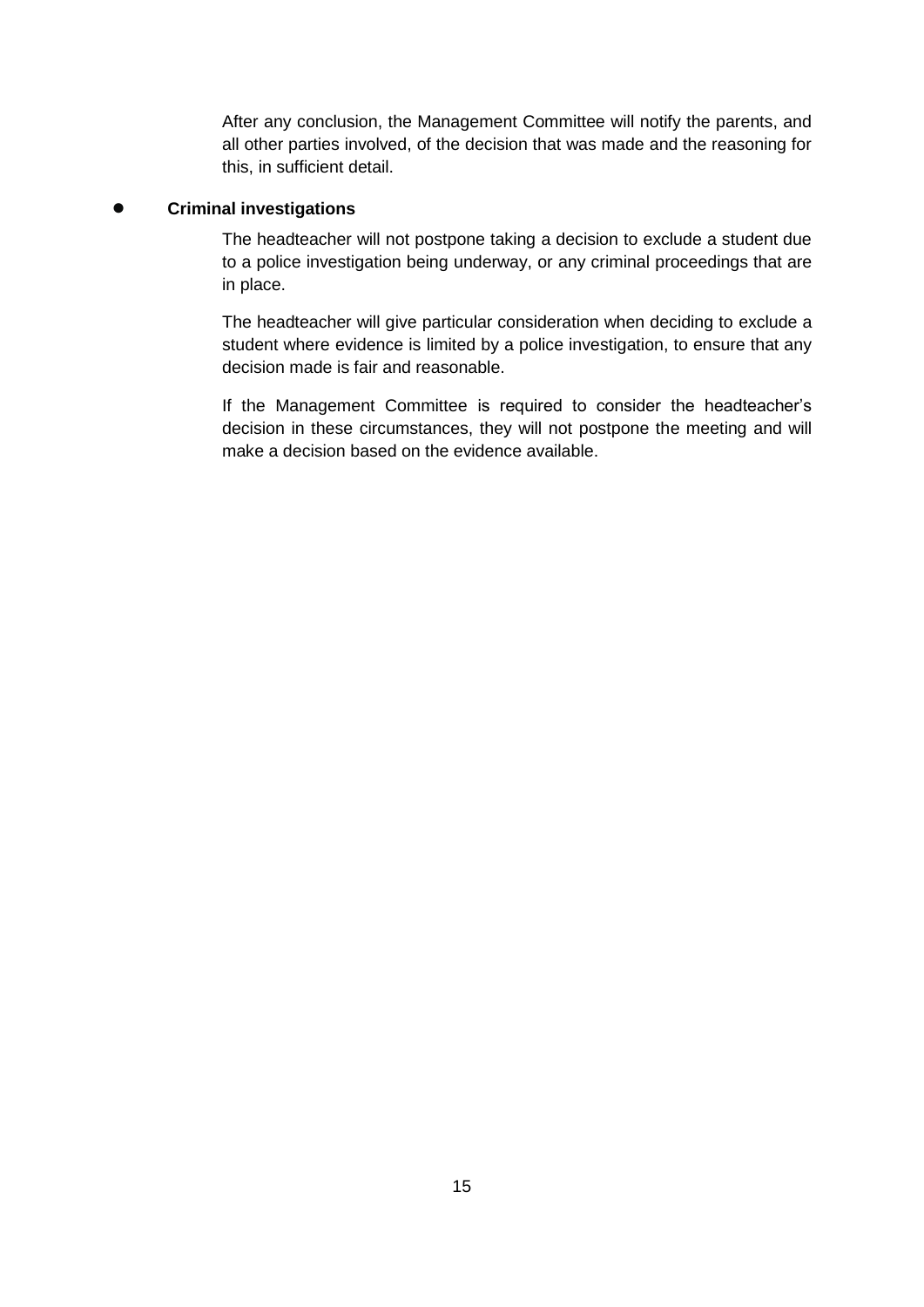After any conclusion, the Management Committee will notify the parents, and all other parties involved, of the decision that was made and the reasoning for this, in sufficient detail.

- **Criminal investigations**

  The headteacher will not postpone taking a decision to exclude a student due to a police investigation being underway, or any criminal proceedings that are in place.

  The headteacher will give particular consideration when deciding to exclude a student where evidence is limited by a police investigation, to ensure that any decision made is fair and reasonable.

  If the Management Committee is required to consider the headteacher's decision in these circumstances, they will not postpone the meeting and will make a decision based on the evidence available.